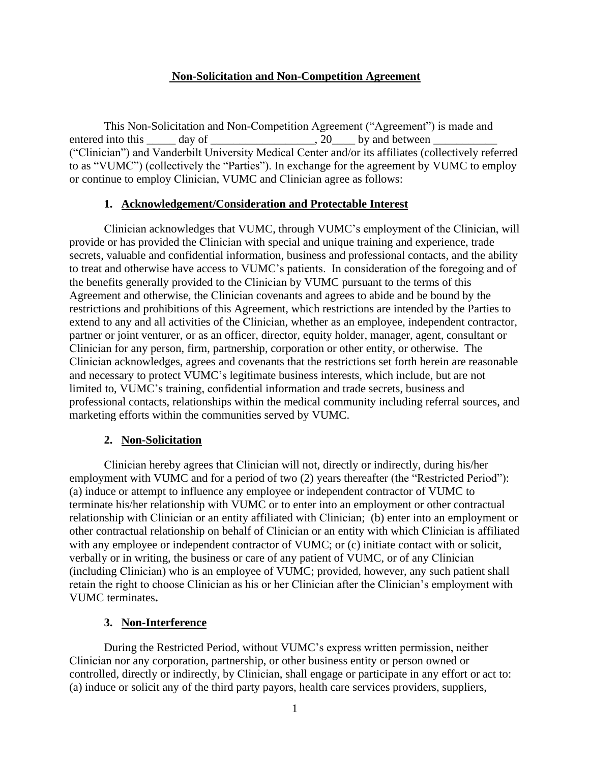# Non-Solicitation and Non-Competition Agreement

This Non-Solicitation and Non-Competition Agreement ("Agreement") is made and entered into this _____ day of __________________, 20____ by and between ___________ ("Clinician") and Vanderbilt University Medical Center and/or its affiliates (collectively referred to as "VUMC") (collectively the "Parties"). In exchange for the agreement by VUMC to employ or continue to employ Clinician, VUMC and Clinician agree as follows:

## 1. Acknowledgement/Consideration and Protectable Interest

Clinician acknowledges that VUMC, through VUMC's employment of the Clinician, will provide or has provided the Clinician with special and unique training and experience, trade secrets, valuable and confidential information, business and professional contacts, and the ability to treat and otherwise have access to VUMC's patients. In consideration of the foregoing and of the benefits generally provided to the Clinician by VUMC pursuant to the terms of this Agreement and otherwise, the Clinician covenants and agrees to abide and be bound by the restrictions and prohibitions of this Agreement, which restrictions are intended by the Parties to extend to any and all activities of the Clinician, whether as an employee, independent contractor, partner or joint venturer, or as an officer, director, equity holder, manager, agent, consultant or Clinician for any person, firm, partnership, corporation or other entity, or otherwise. The Clinician acknowledges, agrees and covenants that the restrictions set forth herein are reasonable and necessary to protect VUMC's legitimate business interests, which include, but are not limited to, VUMC's training, confidential information and trade secrets, business and professional contacts, relationships within the medical community including referral sources, and marketing efforts within the communities served by VUMC.

## 2. Non-Solicitation

Clinician hereby agrees that Clinician will not, directly or indirectly, during his/her employment with VUMC and for a period of two (2) years thereafter (the "Restricted Period"): (a) induce or attempt to influence any employee or independent contractor of VUMC to terminate his/her relationship with VUMC or to enter into an employment or other contractual relationship with Clinician or an entity affiliated with Clinician; (b) enter into an employment or other contractual relationship on behalf of Clinician or an entity with which Clinician is affiliated with any employee or independent contractor of VUMC; or (c) initiate contact with or solicit, verbally or in writing, the business or care of any patient of VUMC, or of any Clinician (including Clinician) who is an employee of VUMC; provided, however, any such patient shall retain the right to choose Clinician as his or her Clinician after the Clinician's employment with VUMC terminates**.**

## 3. Non-Interference

During the Restricted Period, without VUMC's express written permission, neither Clinician nor any corporation, partnership, or other business entity or person owned or controlled, directly or indirectly, by Clinician, shall engage or participate in any effort or act to: (a) induce or solicit any of the third party payors, health care services providers, suppliers,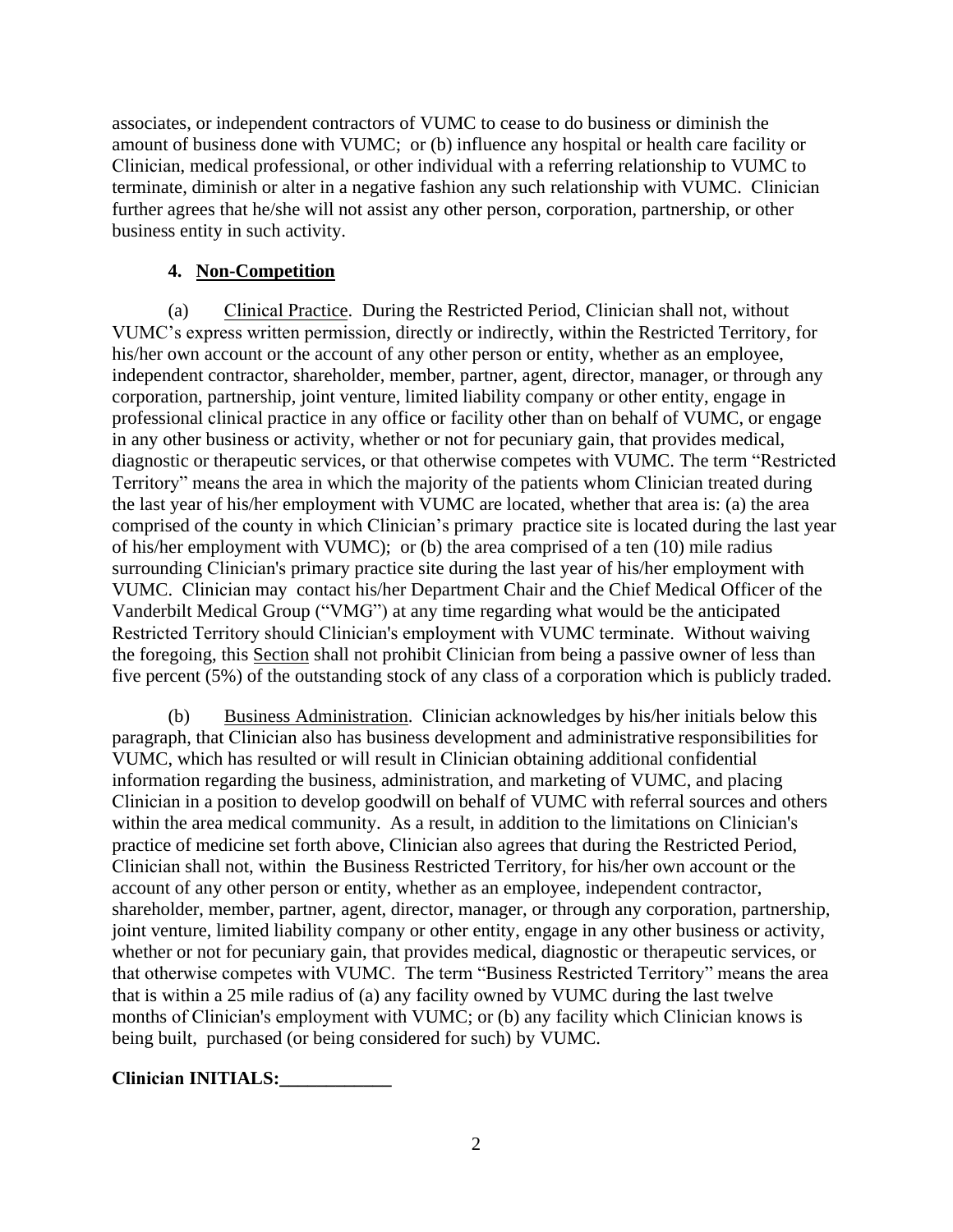associates, or independent contractors of VUMC to cease to do business or diminish the amount of business done with VUMC; or (b) influence any hospital or health care facility or Clinician, medical professional, or other individual with a referring relationship to VUMC to terminate, diminish or alter in a negative fashion any such relationship with VUMC. Clinician further agrees that he/she will not assist any other person, corporation, partnership, or other business entity in such activity.

**4. Non-Competition**

(a) Clinical Practice. During the Restricted Period, Clinician shall not, without VUMC's express written permission, directly or indirectly, within the Restricted Territory, for his/her own account or the account of any other person or entity, whether as an employee, independent contractor, shareholder, member, partner, agent, director, manager, or through any corporation, partnership, joint venture, limited liability company or other entity, engage in professional clinical practice in any office or facility other than on behalf of VUMC, or engage in any other business or activity, whether or not for pecuniary gain, that provides medical, diagnostic or therapeutic services, or that otherwise competes with VUMC. The term "Restricted Territory" means the area in which the majority of the patients whom Clinician treated during the last year of his/her employment with VUMC are located, whether that area is: (a) the area comprised of the county in which Clinician's primary practice site is located during the last year of his/her employment with VUMC); or (b) the area comprised of a ten (10) mile radius surrounding Clinician's primary practice site during the last year of his/her employment with VUMC. Clinician may contact his/her Department Chair and the Chief Medical Officer of the Vanderbilt Medical Group ("VMG") at any time regarding what would be the anticipated Restricted Territory should Clinician's employment with VUMC terminate. Without waiving the foregoing, this Section shall not prohibit Clinician from being a passive owner of less than five percent (5%) of the outstanding stock of any class of a corporation which is publicly traded.

(b) Business Administration. Clinician acknowledges by his/her initials below this paragraph, that Clinician also has business development and administrative responsibilities for VUMC, which has resulted or will result in Clinician obtaining additional confidential information regarding the business, administration, and marketing of VUMC, and placing Clinician in a position to develop goodwill on behalf of VUMC with referral sources and others within the area medical community. As a result, in addition to the limitations on Clinician's practice of medicine set forth above, Clinician also agrees that during the Restricted Period, Clinician shall not, within the Business Restricted Territory, for his/her own account or the account of any other person or entity, whether as an employee, independent contractor, shareholder, member, partner, agent, director, manager, or through any corporation, partnership, joint venture, limited liability company or other entity, engage in any other business or activity, whether or not for pecuniary gain, that provides medical, diagnostic or therapeutic services, or that otherwise competes with VUMC. The term "Business Restricted Territory" means the area that is within a 25 mile radius of (a) any facility owned by VUMC during the last twelve months of Clinician's employment with VUMC; or (b) any facility which Clinician knows is being built, purchased (or being considered for such) by VUMC.

**Clinician INITIALS:____________**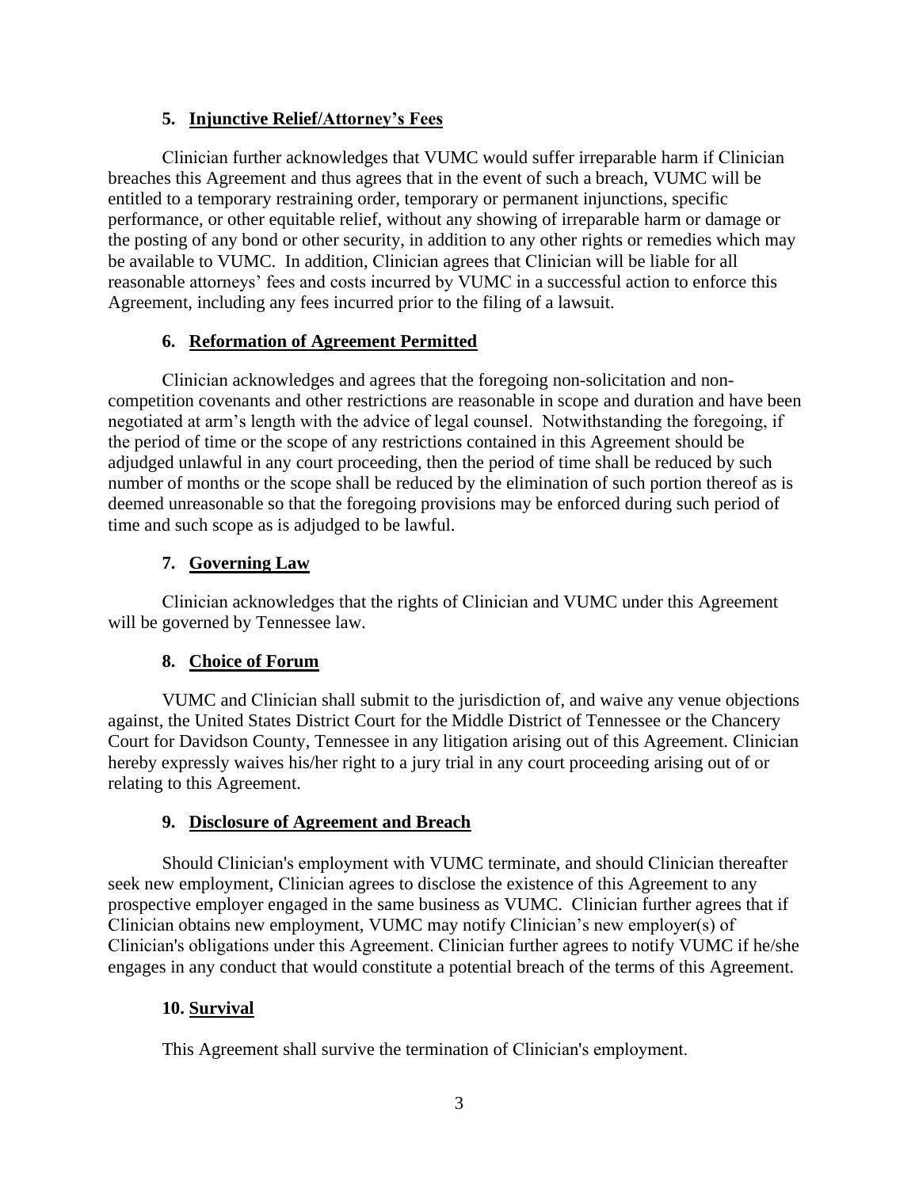**5. Injunctive Relief/Attorney's Fees**

Clinician further acknowledges that VUMC would suffer irreparable harm if Clinician breaches this Agreement and thus agrees that in the event of such a breach, VUMC will be entitled to a temporary restraining order, temporary or permanent injunctions, specific performance, or other equitable relief, without any showing of irreparable harm or damage or the posting of any bond or other security, in addition to any other rights or remedies which may be available to VUMC. In addition, Clinician agrees that Clinician will be liable for all reasonable attorneys' fees and costs incurred by VUMC in a successful action to enforce this Agreement, including any fees incurred prior to the filing of a lawsuit.

**6. Reformation of Agreement Permitted**

Clinician acknowledges and agrees that the foregoing non-solicitation and non-competition covenants and other restrictions are reasonable in scope and duration and have been negotiated at arm's length with the advice of legal counsel. Notwithstanding the foregoing, if the period of time or the scope of any restrictions contained in this Agreement should be adjudged unlawful in any court proceeding, then the period of time shall be reduced by such number of months or the scope shall be reduced by the elimination of such portion thereof as is deemed unreasonable so that the foregoing provisions may be enforced during such period of time and such scope as is adjudged to be lawful.

**7. Governing Law**

Clinician acknowledges that the rights of Clinician and VUMC under this Agreement will be governed by Tennessee law.

**8. Choice of Forum**

VUMC and Clinician shall submit to the jurisdiction of, and waive any venue objections against, the United States District Court for the Middle District of Tennessee or the Chancery Court for Davidson County, Tennessee in any litigation arising out of this Agreement. Clinician hereby expressly waives his/her right to a jury trial in any court proceeding arising out of or relating to this Agreement.

**9. Disclosure of Agreement and Breach**

Should Clinician's employment with VUMC terminate, and should Clinician thereafter seek new employment, Clinician agrees to disclose the existence of this Agreement to any prospective employer engaged in the same business as VUMC. Clinician further agrees that if Clinician obtains new employment, VUMC may notify Clinician's new employer(s) of Clinician's obligations under this Agreement. Clinician further agrees to notify VUMC if he/she engages in any conduct that would constitute a potential breach of the terms of this Agreement.

**10. Survival**

This Agreement shall survive the termination of Clinician's employment.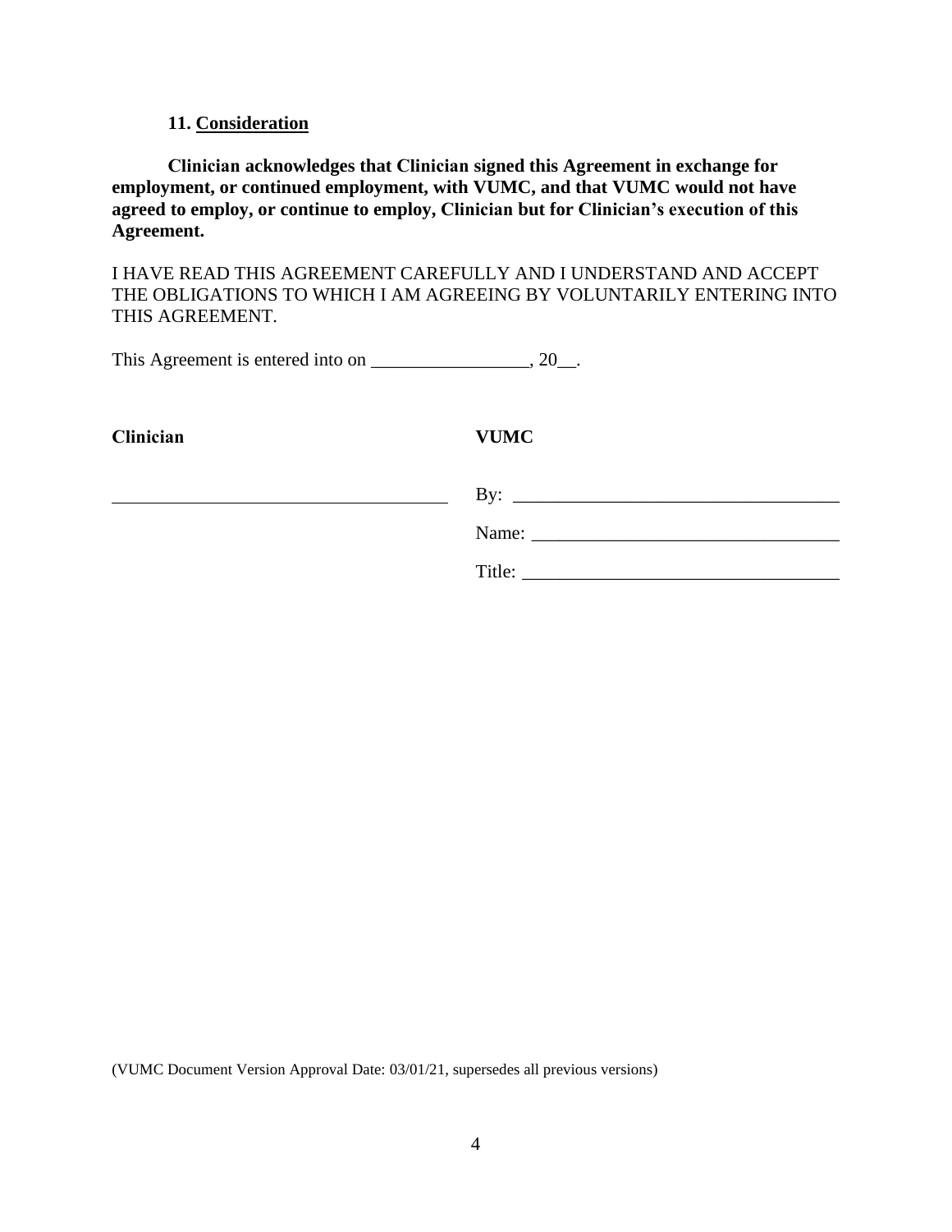**11. <u>Consideration</u>**

**Clinician acknowledges that Clinician signed this Agreement in exchange for employment, or continued employment, with VUMC, and that VUMC would not have agreed to employ, or continue to employ, Clinician but for Clinician's execution of this Agreement.**

I HAVE READ THIS AGREEMENT CAREFULLY AND I UNDERSTAND AND ACCEPT THE OBLIGATIONS TO WHICH I AM AGREEING BY VOLUNTARILY ENTERING INTO THIS AGREEMENT.

This Agreement is entered into on _________________, 20__.

| | |
|---|---|
| **Clinician** | **VUMC** |
| ____________________________________ | By: ____________________________________ |
| | Name: __________________________________ |
| | Title: __________________________________ |

(VUMC Document Version Approval Date: 03/01/21, supersedes all previous versions)